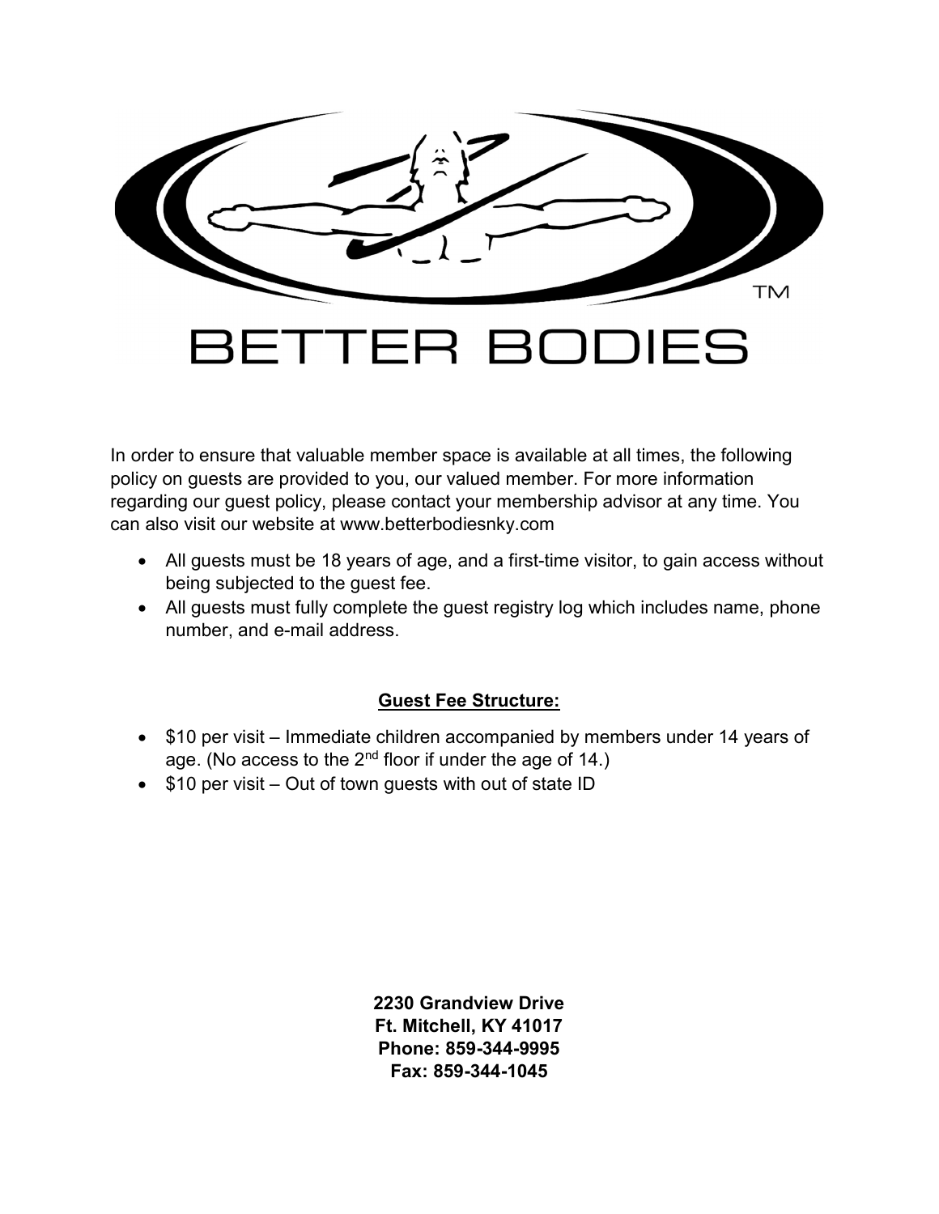# BETTER BODIES

In order to ensure that valuable member space is available at all times, the following policy on guests are provided to you, our valued member. For more information regarding our guest policy, please contact your membership advisor at any time. You can also visit our website at www.betterbodiesnky.com

- All guests must be 18 years of age, and a first-time visitor, to gain access without being subjected to the guest fee.
- All guests must fully complete the guest registry log which includes name, phone number, and e-mail address.

**Guest Fee Structure:**

- $10 per visit – Immediate children accompanied by members under 14 years of age. (No access to the 2nd floor if under the age of 14.)
- $10 per visit – Out of town guests with out of state ID

**2230 Grandview Drive**
**Ft. Mitchell, KY 41017**
**Phone: 859-344-9995**
**Fax: 859-344-1045**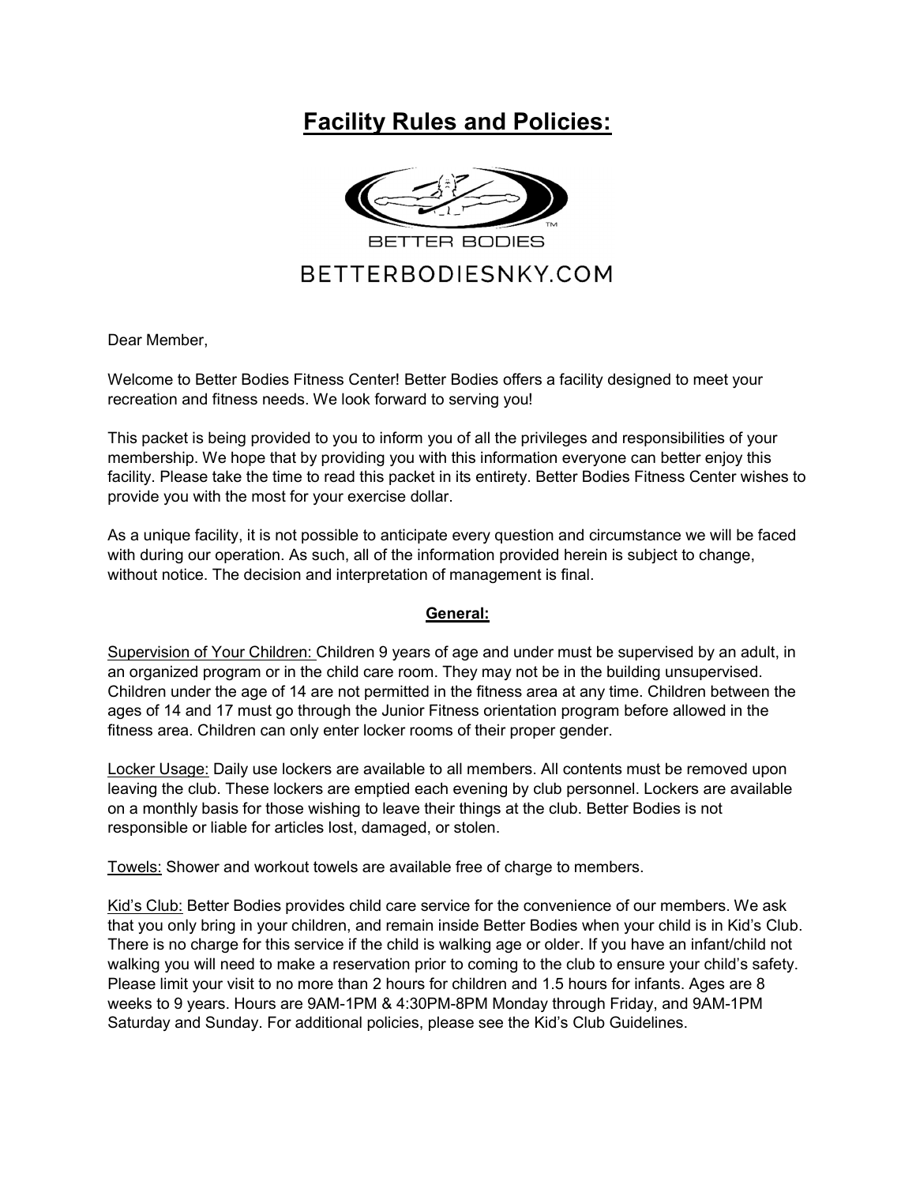# Facility Rules and Policies:

BETTER BODIES

BETTERBODIESNKY.COM

Dear Member,

Welcome to Better Bodies Fitness Center! Better Bodies offers a facility designed to meet your recreation and fitness needs. We look forward to serving you!

This packet is being provided to you to inform you of all the privileges and responsibilities of your membership. We hope that by providing you with this information everyone can better enjoy this facility. Please take the time to read this packet in its entirety. Better Bodies Fitness Center wishes to provide you with the most for your exercise dollar.

As a unique facility, it is not possible to anticipate every question and circumstance we will be faced with during our operation. As such, all of the information provided herein is subject to change, without notice. The decision and interpretation of management is final.

## General:

Supervision of Your Children: Children 9 years of age and under must be supervised by an adult, in an organized program or in the child care room. They may not be in the building unsupervised. Children under the age of 14 are not permitted in the fitness area at any time. Children between the ages of 14 and 17 must go through the Junior Fitness orientation program before allowed in the fitness area. Children can only enter locker rooms of their proper gender.

Locker Usage: Daily use lockers are available to all members. All contents must be removed upon leaving the club. These lockers are emptied each evening by club personnel. Lockers are available on a monthly basis for those wishing to leave their things at the club. Better Bodies is not responsible or liable for articles lost, damaged, or stolen.

Towels: Shower and workout towels are available free of charge to members.

Kid's Club: Better Bodies provides child care service for the convenience of our members. We ask that you only bring in your children, and remain inside Better Bodies when your child is in Kid's Club. There is no charge for this service if the child is walking age or older. If you have an infant/child not walking you will need to make a reservation prior to coming to the club to ensure your child's safety. Please limit your visit to no more than 2 hours for children and 1.5 hours for infants. Ages are 8 weeks to 9 years. Hours are 9AM-1PM & 4:30PM-8PM Monday through Friday, and 9AM-1PM Saturday and Sunday. For additional policies, please see the Kid's Club Guidelines.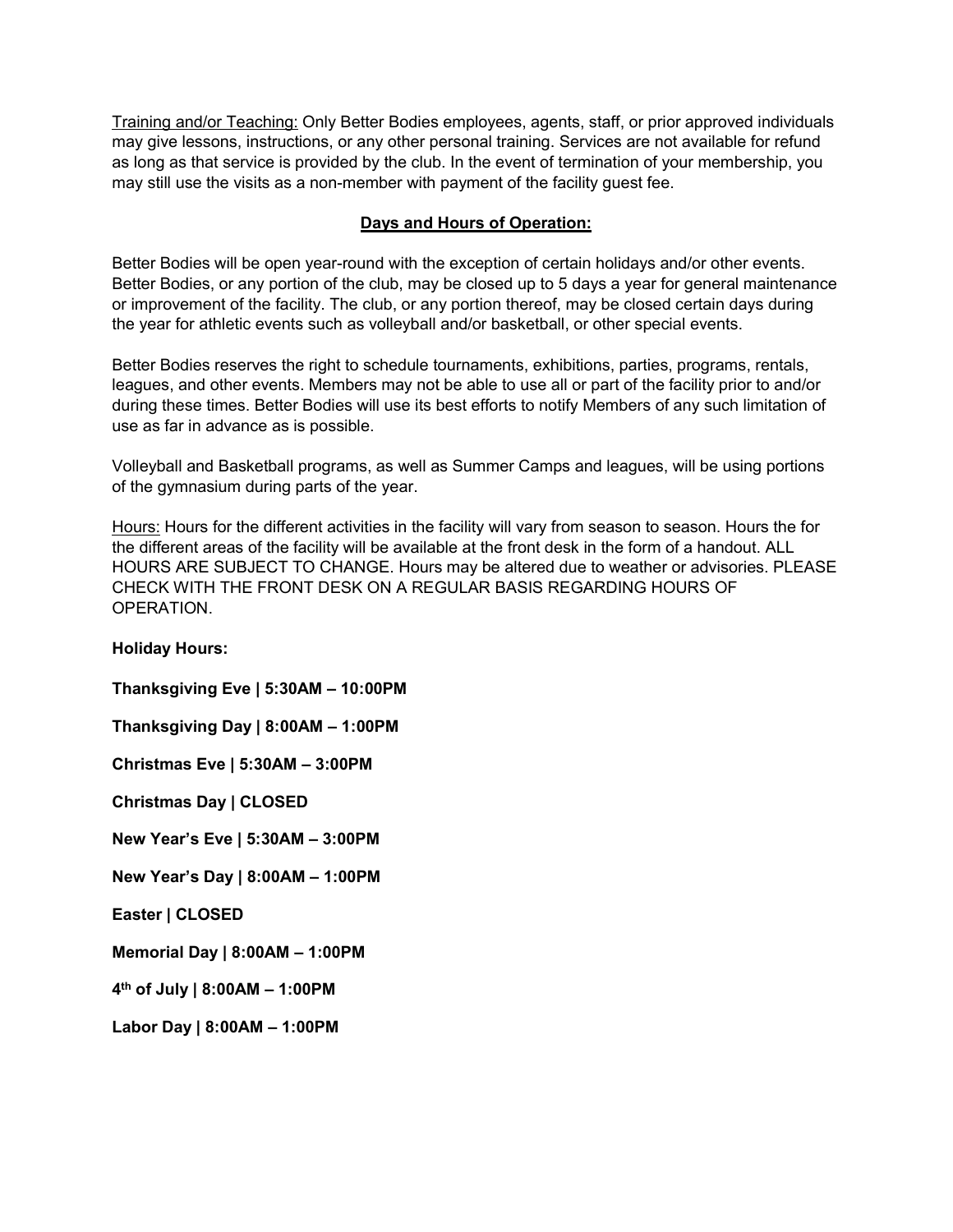Training and/or Teaching: Only Better Bodies employees, agents, staff, or prior approved individuals may give lessons, instructions, or any other personal training. Services are not available for refund as long as that service is provided by the club. In the event of termination of your membership, you may still use the visits as a non-member with payment of the facility guest fee.

## Days and Hours of Operation:

Better Bodies will be open year-round with the exception of certain holidays and/or other events. Better Bodies, or any portion of the club, may be closed up to 5 days a year for general maintenance or improvement of the facility. The club, or any portion thereof, may be closed certain days during the year for athletic events such as volleyball and/or basketball, or other special events.

Better Bodies reserves the right to schedule tournaments, exhibitions, parties, programs, rentals, leagues, and other events. Members may not be able to use all or part of the facility prior to and/or during these times. Better Bodies will use its best efforts to notify Members of any such limitation of use as far in advance as is possible.

Volleyball and Basketball programs, as well as Summer Camps and leagues, will be using portions of the gymnasium during parts of the year.

Hours: Hours for the different activities in the facility will vary from season to season. Hours the for the different areas of the facility will be available at the front desk in the form of a handout. ALL HOURS ARE SUBJECT TO CHANGE. Hours may be altered due to weather or advisories. PLEASE CHECK WITH THE FRONT DESK ON A REGULAR BASIS REGARDING HOURS OF OPERATION.

**Holiday Hours:**

**Thanksgiving Eve | 5:30AM – 10:00PM**

**Thanksgiving Day | 8:00AM – 1:00PM**

**Christmas Eve | 5:30AM – 3:00PM**

**Christmas Day | CLOSED**

**New Year's Eve | 5:30AM – 3:00PM**

**New Year's Day | 8:00AM – 1:00PM**

**Easter | CLOSED**

**Memorial Day | 8:00AM – 1:00PM**

**4th of July | 8:00AM – 1:00PM**

**Labor Day | 8:00AM – 1:00PM**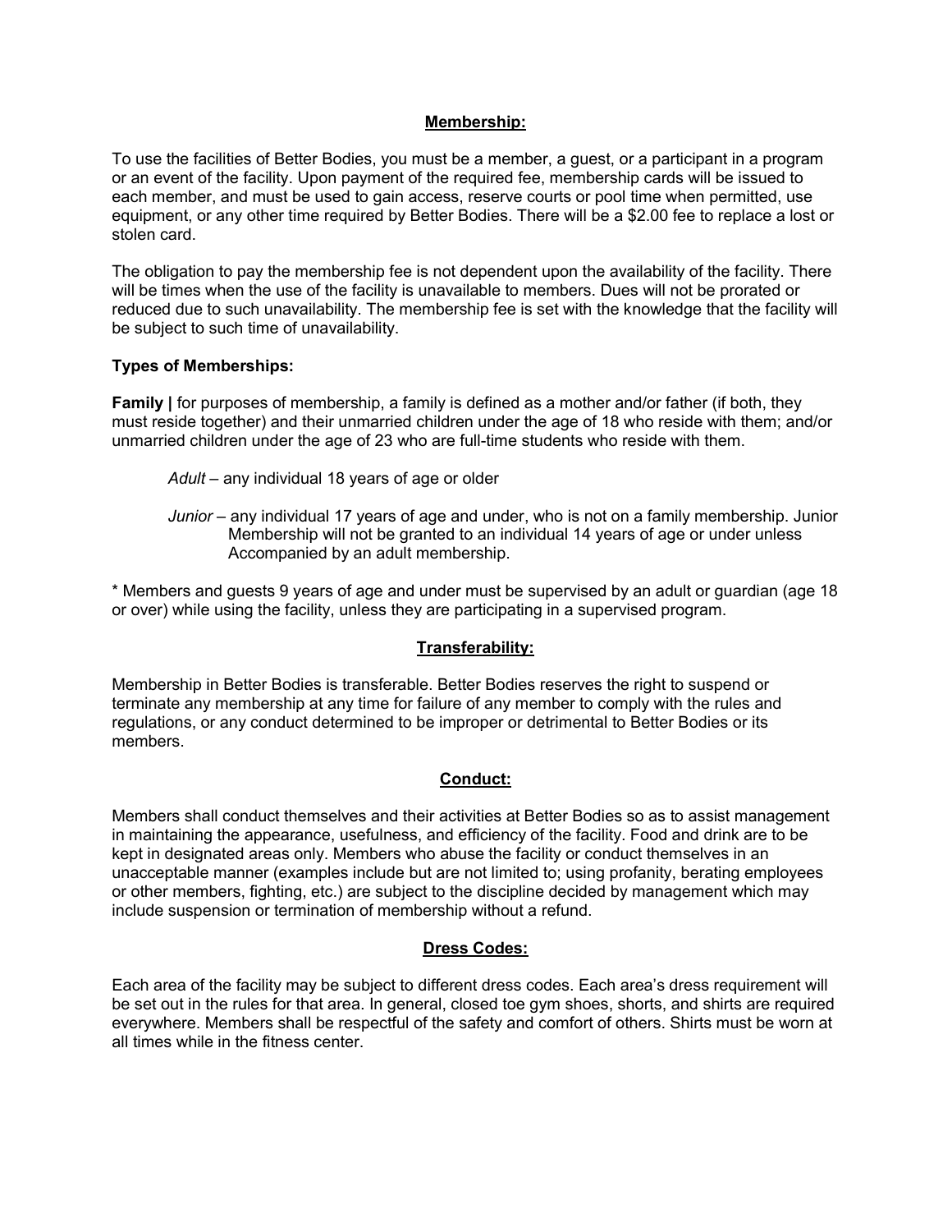## Membership:

To use the facilities of Better Bodies, you must be a member, a guest, or a participant in a program or an event of the facility. Upon payment of the required fee, membership cards will be issued to each member, and must be used to gain access, reserve courts or pool time when permitted, use equipment, or any other time required by Better Bodies. There will be a $2.00 fee to replace a lost or stolen card.

The obligation to pay the membership fee is not dependent upon the availability of the facility. There will be times when the use of the facility is unavailable to members. Dues will not be prorated or reduced due to such unavailability. The membership fee is set with the knowledge that the facility will be subject to such time of unavailability.

**Types of Memberships:**

**Family |** for purposes of membership, a family is defined as a mother and/or father (if both, they must reside together) and their unmarried children under the age of 18 who reside with them; and/or unmarried children under the age of 23 who are full-time students who reside with them.

> *Adult* – any individual 18 years of age or older
>
> *Junior* – any individual 17 years of age and under, who is not on a family membership. Junior Membership will not be granted to an individual 14 years of age or under unless Accompanied by an adult membership.

* Members and guests 9 years of age and under must be supervised by an adult or guardian (age 18 or over) while using the facility, unless they are participating in a supervised program.

## Transferability:

Membership in Better Bodies is transferable. Better Bodies reserves the right to suspend or terminate any membership at any time for failure of any member to comply with the rules and regulations, or any conduct determined to be improper or detrimental to Better Bodies or its members.

## Conduct:

Members shall conduct themselves and their activities at Better Bodies so as to assist management in maintaining the appearance, usefulness, and efficiency of the facility. Food and drink are to be kept in designated areas only. Members who abuse the facility or conduct themselves in an unacceptable manner (examples include but are not limited to; using profanity, berating employees or other members, fighting, etc.) are subject to the discipline decided by management which may include suspension or termination of membership without a refund.

## Dress Codes:

Each area of the facility may be subject to different dress codes. Each area's dress requirement will be set out in the rules for that area. In general, closed toe gym shoes, shorts, and shirts are required everywhere. Members shall be respectful of the safety and comfort of others. Shirts must be worn at all times while in the fitness center.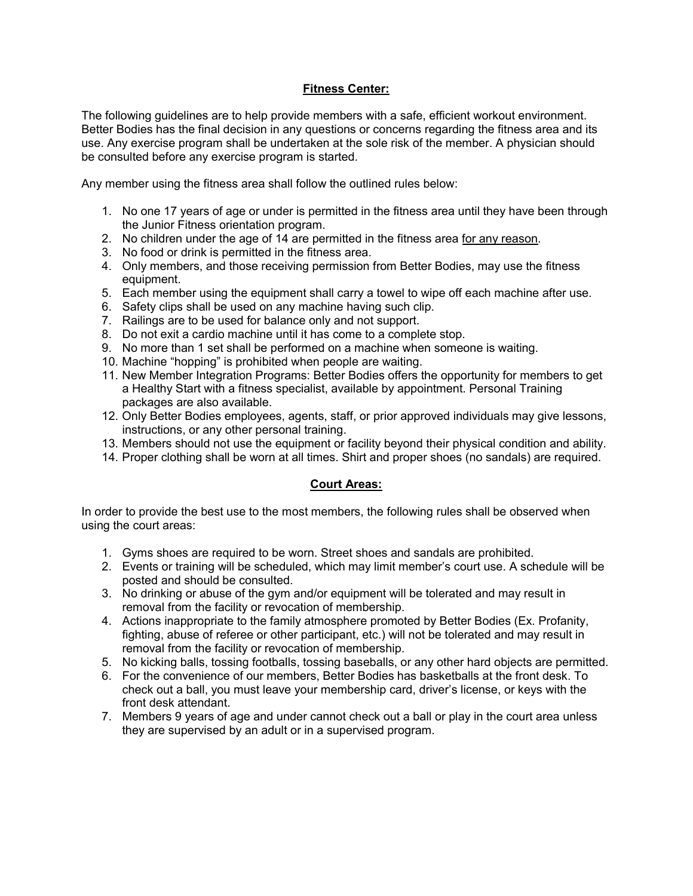## Fitness Center:

The following guidelines are to help provide members with a safe, efficient workout environment. Better Bodies has the final decision in any questions or concerns regarding the fitness area and its use. Any exercise program shall be undertaken at the sole risk of the member. A physician should be consulted before any exercise program is started.

Any member using the fitness area shall follow the outlined rules below:

1. No one 17 years of age or under is permitted in the fitness area until they have been through the Junior Fitness orientation program.
2. No children under the age of 14 are permitted in the fitness area <u>for any reason</u>.
3. No food or drink is permitted in the fitness area.
4. Only members, and those receiving permission from Better Bodies, may use the fitness equipment.
5. Each member using the equipment shall carry a towel to wipe off each machine after use.
6. Safety clips shall be used on any machine having such clip.
7. Railings are to be used for balance only and not support.
8. Do not exit a cardio machine until it has come to a complete stop.
9. No more than 1 set shall be performed on a machine when someone is waiting.
10. Machine "hopping" is prohibited when people are waiting.
11. New Member Integration Programs: Better Bodies offers the opportunity for members to get a Healthy Start with a fitness specialist, available by appointment. Personal Training packages are also available.
12. Only Better Bodies employees, agents, staff, or prior approved individuals may give lessons, instructions, or any other personal training.
13. Members should not use the equipment or facility beyond their physical condition and ability.
14. Proper clothing shall be worn at all times. Shirt and proper shoes (no sandals) are required.

## Court Areas:

In order to provide the best use to the most members, the following rules shall be observed when using the court areas:

1. Gyms shoes are required to be worn. Street shoes and sandals are prohibited.
2. Events or training will be scheduled, which may limit member's court use. A schedule will be posted and should be consulted.
3. No drinking or abuse of the gym and/or equipment will be tolerated and may result in removal from the facility or revocation of membership.
4. Actions inappropriate to the family atmosphere promoted by Better Bodies (Ex. Profanity, fighting, abuse of referee or other participant, etc.) will not be tolerated and may result in removal from the facility or revocation of membership.
5. No kicking balls, tossing footballs, tossing baseballs, or any other hard objects are permitted.
6. For the convenience of our members, Better Bodies has basketballs at the front desk. To check out a ball, you must leave your membership card, driver's license, or keys with the front desk attendant.
7. Members 9 years of age and under cannot check out a ball or play in the court area unless they are supervised by an adult or in a supervised program.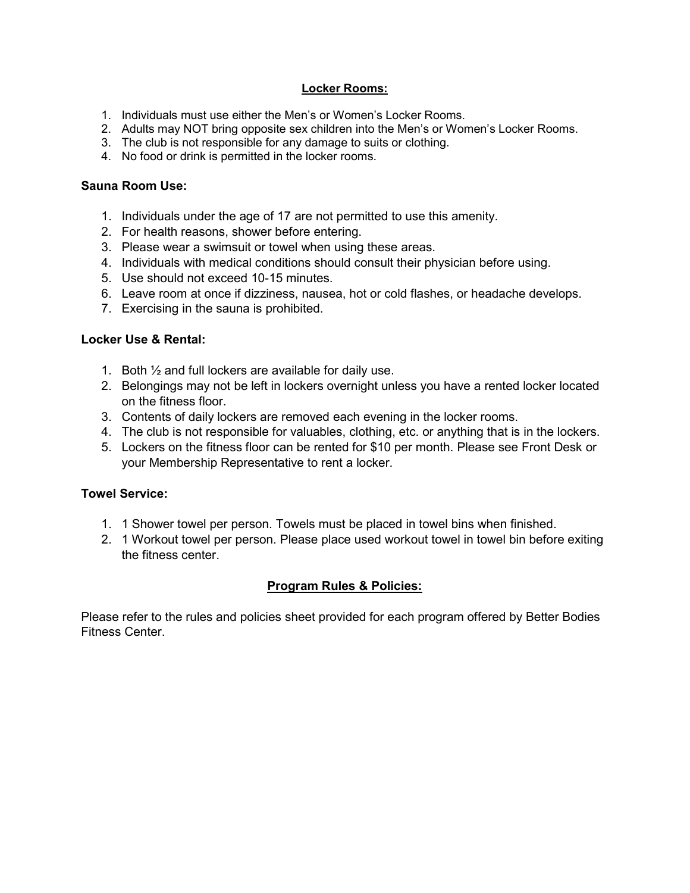## Locker Rooms:

1. Individuals must use either the Men's or Women's Locker Rooms.
2. Adults may NOT bring opposite sex children into the Men's or Women's Locker Rooms.
3. The club is not responsible for any damage to suits or clothing.
4. No food or drink is permitted in the locker rooms.

### Sauna Room Use:

1. Individuals under the age of 17 are not permitted to use this amenity.
2. For health reasons, shower before entering.
3. Please wear a swimsuit or towel when using these areas.
4. Individuals with medical conditions should consult their physician before using.
5. Use should not exceed 10-15 minutes.
6. Leave room at once if dizziness, nausea, hot or cold flashes, or headache develops.
7. Exercising in the sauna is prohibited.

### Locker Use & Rental:

1. Both ½ and full lockers are available for daily use.
2. Belongings may not be left in lockers overnight unless you have a rented locker located on the fitness floor.
3. Contents of daily lockers are removed each evening in the locker rooms.
4. The club is not responsible for valuables, clothing, etc. or anything that is in the lockers.
5. Lockers on the fitness floor can be rented for $10 per month. Please see Front Desk or your Membership Representative to rent a locker.

### Towel Service:

1. 1 Shower towel per person. Towels must be placed in towel bins when finished.
2. 1 Workout towel per person. Please place used workout towel in towel bin before exiting the fitness center.

## Program Rules & Policies:

Please refer to the rules and policies sheet provided for each program offered by Better Bodies Fitness Center.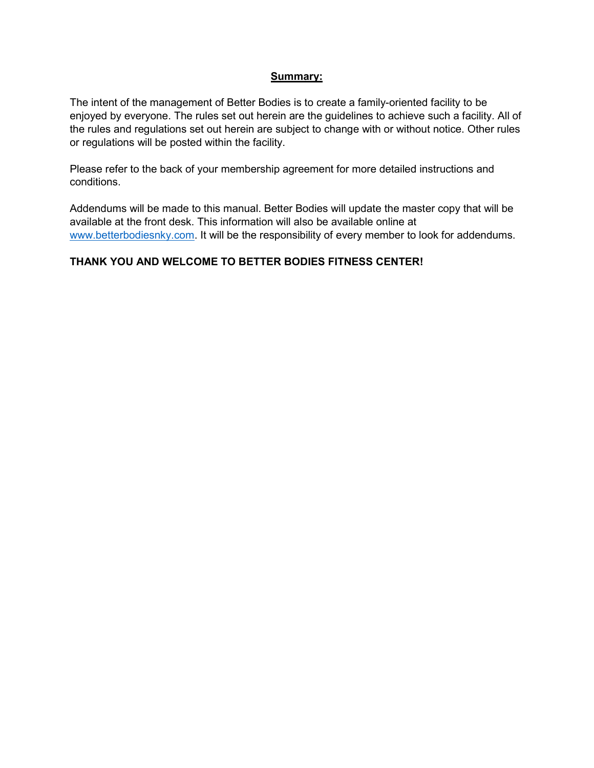## **Summary:**

The intent of the management of Better Bodies is to create a family-oriented facility to be enjoyed by everyone. The rules set out herein are the guidelines to achieve such a facility. All of the rules and regulations set out herein are subject to change with or without notice. Other rules or regulations will be posted within the facility.

Please refer to the back of your membership agreement for more detailed instructions and conditions.

Addendums will be made to this manual. Better Bodies will update the master copy that will be available at the front desk. This information will also be available online at www.betterbodiesnky.com. It will be the responsibility of every member to look for addendums.

**THANK YOU AND WELCOME TO BETTER BODIES FITNESS CENTER!**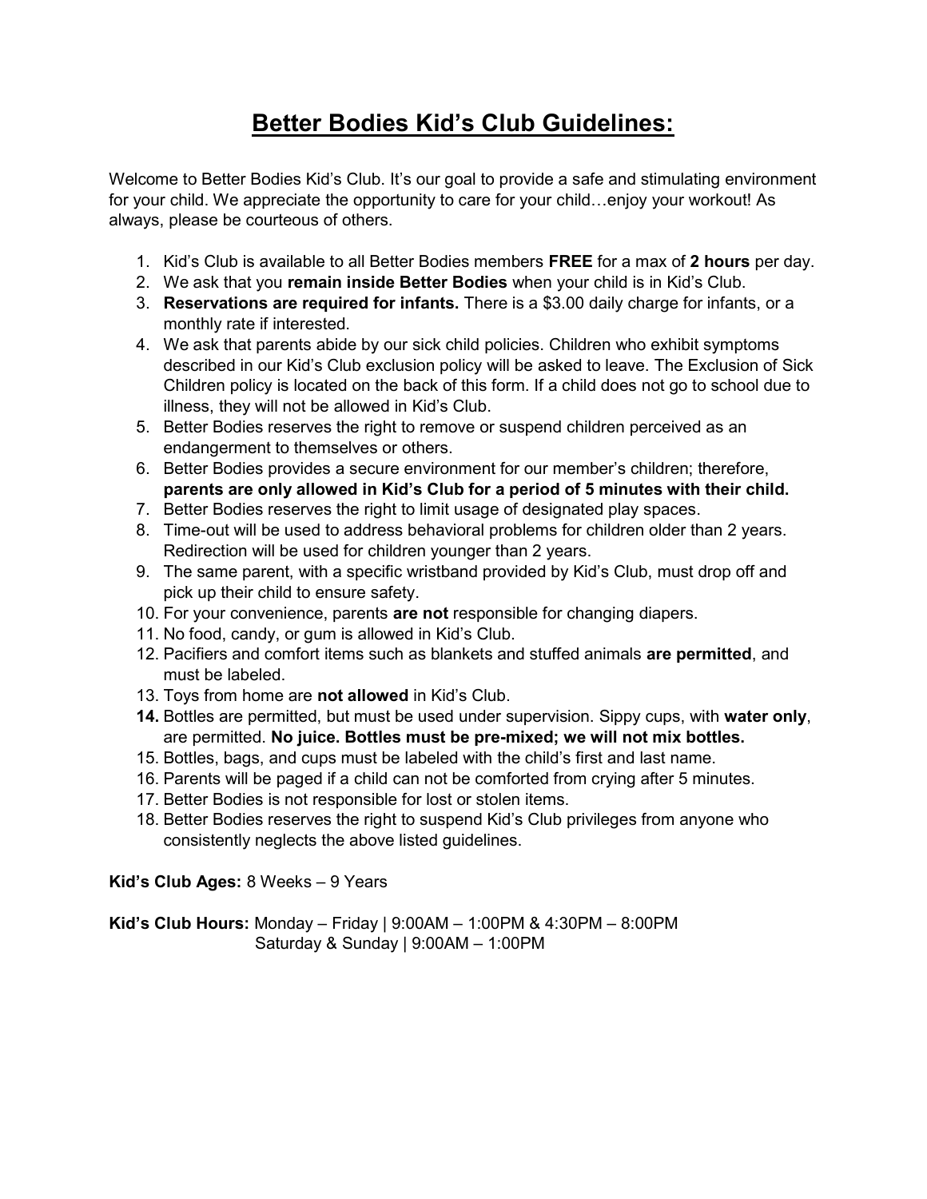# Better Bodies Kid's Club Guidelines:

Welcome to Better Bodies Kid's Club. It's our goal to provide a safe and stimulating environment for your child. We appreciate the opportunity to care for your child…enjoy your workout! As always, please be courteous of others.

1. Kid's Club is available to all Better Bodies members **FREE** for a max of **2 hours** per day.
2. We ask that you **remain inside Better Bodies** when your child is in Kid's Club.
3. **Reservations are required for infants.** There is a $3.00 daily charge for infants, or a monthly rate if interested.
4. We ask that parents abide by our sick child policies. Children who exhibit symptoms described in our Kid's Club exclusion policy will be asked to leave. The Exclusion of Sick Children policy is located on the back of this form. If a child does not go to school due to illness, they will not be allowed in Kid's Club.
5. Better Bodies reserves the right to remove or suspend children perceived as an endangerment to themselves or others.
6. Better Bodies provides a secure environment for our member's children; therefore, **parents are only allowed in Kid's Club for a period of 5 minutes with their child.**
7. Better Bodies reserves the right to limit usage of designated play spaces.
8. Time-out will be used to address behavioral problems for children older than 2 years. Redirection will be used for children younger than 2 years.
9. The same parent, with a specific wristband provided by Kid's Club, must drop off and pick up their child to ensure safety.
10. For your convenience, parents **are not** responsible for changing diapers.
11. No food, candy, or gum is allowed in Kid's Club.
12. Pacifiers and comfort items such as blankets and stuffed animals **are permitted**, and must be labeled.
13. Toys from home are **not allowed** in Kid's Club.
14. Bottles are permitted, but must be used under supervision. Sippy cups, with **water only**, are permitted. **No juice. Bottles must be pre-mixed; we will not mix bottles.**
15. Bottles, bags, and cups must be labeled with the child's first and last name.
16. Parents will be paged if a child can not be comforted from crying after 5 minutes.
17. Better Bodies is not responsible for lost or stolen items.
18. Better Bodies reserves the right to suspend Kid's Club privileges from anyone who consistently neglects the above listed guidelines.

**Kid's Club Ages:** 8 Weeks – 9 Years

**Kid's Club Hours:** Monday – Friday | 9:00AM – 1:00PM & 4:30PM – 8:00PM
Saturday & Sunday | 9:00AM – 1:00PM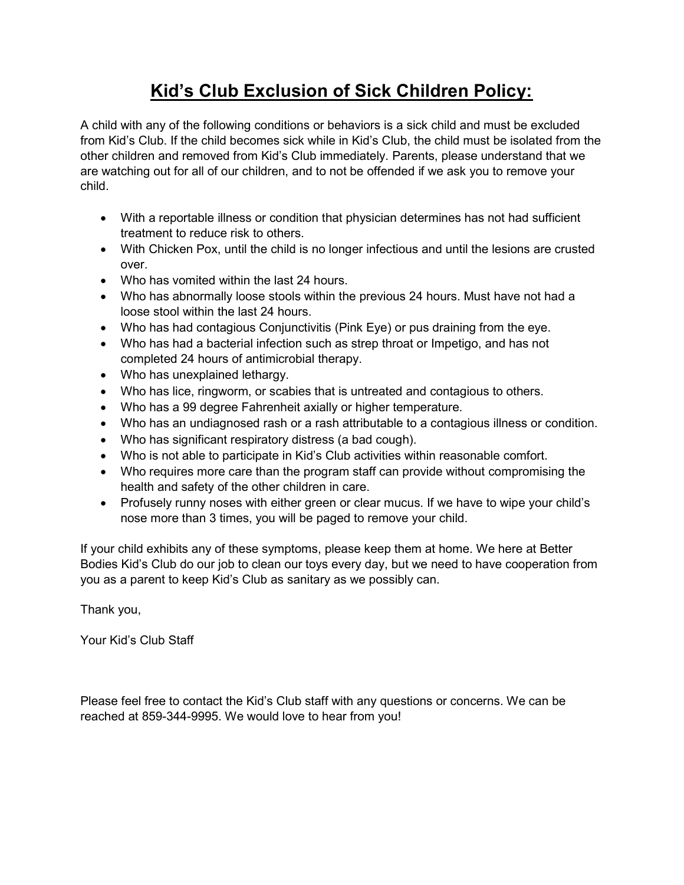# Kid's Club Exclusion of Sick Children Policy:

A child with any of the following conditions or behaviors is a sick child and must be excluded from Kid's Club. If the child becomes sick while in Kid's Club, the child must be isolated from the other children and removed from Kid's Club immediately. Parents, please understand that we are watching out for all of our children, and to not be offended if we ask you to remove your child.

- With a reportable illness or condition that physician determines has not had sufficient treatment to reduce risk to others.
- With Chicken Pox, until the child is no longer infectious and until the lesions are crusted over.
- Who has vomited within the last 24 hours.
- Who has abnormally loose stools within the previous 24 hours. Must have not had a loose stool within the last 24 hours.
- Who has had contagious Conjunctivitis (Pink Eye) or pus draining from the eye.
- Who has had a bacterial infection such as strep throat or Impetigo, and has not completed 24 hours of antimicrobial therapy.
- Who has unexplained lethargy.
- Who has lice, ringworm, or scabies that is untreated and contagious to others.
- Who has a 99 degree Fahrenheit axially or higher temperature.
- Who has an undiagnosed rash or a rash attributable to a contagious illness or condition.
- Who has significant respiratory distress (a bad cough).
- Who is not able to participate in Kid's Club activities within reasonable comfort.
- Who requires more care than the program staff can provide without compromising the health and safety of the other children in care.
- Profusely runny noses with either green or clear mucus. If we have to wipe your child's nose more than 3 times, you will be paged to remove your child.

If your child exhibits any of these symptoms, please keep them at home. We here at Better Bodies Kid's Club do our job to clean our toys every day, but we need to have cooperation from you as a parent to keep Kid's Club as sanitary as we possibly can.

Thank you,

Your Kid's Club Staff

Please feel free to contact the Kid's Club staff with any questions or concerns. We can be reached at 859-344-9995. We would love to hear from you!